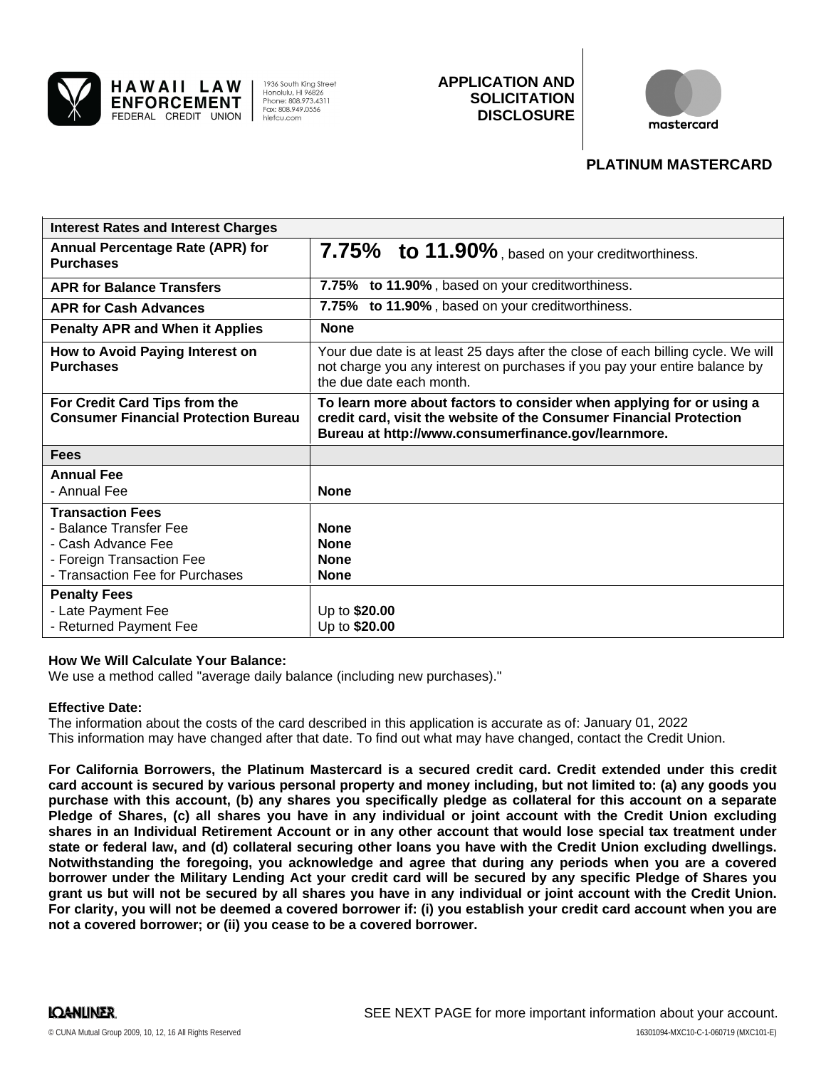HAWAII LAW ENFORCEMENT FEDERAL CREDIT UNION

1936 South King Street
Honolulu, HI 96826
Phone: 808.973.4311
Fax: 808.949.0556
hlefcu.com

**APPLICATION AND SOLICITATION DISCLOSURE**

**PLATINUM MASTERCARD**

| **Interest Rates and Interest Charges** | |
|---|---|
| **Annual Percentage Rate (APR) for Purchases** | **7.75% to 11.90%**, based on your creditworthiness. |
| **APR for Balance Transfers** | **7.75% to 11.90%**, based on your creditworthiness. |
| **APR for Cash Advances** | **7.75% to 11.90%**, based on your creditworthiness. |
| **Penalty APR and When it Applies** | **None** |
| **How to Avoid Paying Interest on Purchases** | Your due date is at least 25 days after the close of each billing cycle. We will not charge you any interest on purchases if you pay your entire balance by the due date each month. |
| **For Credit Card Tips from the Consumer Financial Protection Bureau** | **To learn more about factors to consider when applying for or using a credit card, visit the website of the Consumer Financial Protection Bureau at http://www.consumerfinance.gov/learnmore.** |
| **Fees** | |
| **Annual Fee** | |
| - Annual Fee | **None** |
| **Transaction Fees** | |
| - Balance Transfer Fee | **None** |
| - Cash Advance Fee | **None** |
| - Foreign Transaction Fee | **None** |
| - Transaction Fee for Purchases | **None** |
| **Penalty Fees** | |
| - Late Payment Fee | Up to **$20.00** |
| - Returned Payment Fee | Up to **$20.00** |

**How We Will Calculate Your Balance:**
We use a method called "average daily balance (including new purchases)."

**Effective Date:**
The information about the costs of the card described in this application is accurate as of: January 01, 2022
This information may have changed after that date. To find out what may have changed, contact the Credit Union.

**For California Borrowers, the Platinum Mastercard is a secured credit card. Credit extended under this credit card account is secured by various personal property and money including, but not limited to: (a) any goods you purchase with this account, (b) any shares you specifically pledge as collateral for this account on a separate Pledge of Shares, (c) all shares you have in any individual or joint account with the Credit Union excluding shares in an Individual Retirement Account or in any other account that would lose special tax treatment under state or federal law, and (d) collateral securing other loans you have with the Credit Union excluding dwellings. Notwithstanding the foregoing, you acknowledge and agree that during any periods when you are a covered borrower under the Military Lending Act your credit card will be secured by any specific Pledge of Shares you grant us but will not be secured by all shares you have in any individual or joint account with the Credit Union. For clarity, you will not be deemed a covered borrower if: (i) you establish your credit card account when you are not a covered borrower; or (ii) you cease to be a covered borrower.**

SEE NEXT PAGE for more important information about your account.

© CUNA Mutual Group 2009, 10, 12, 16 All Rights Reserved

16301094-MXC10-C-1-060719 (MXC101-E)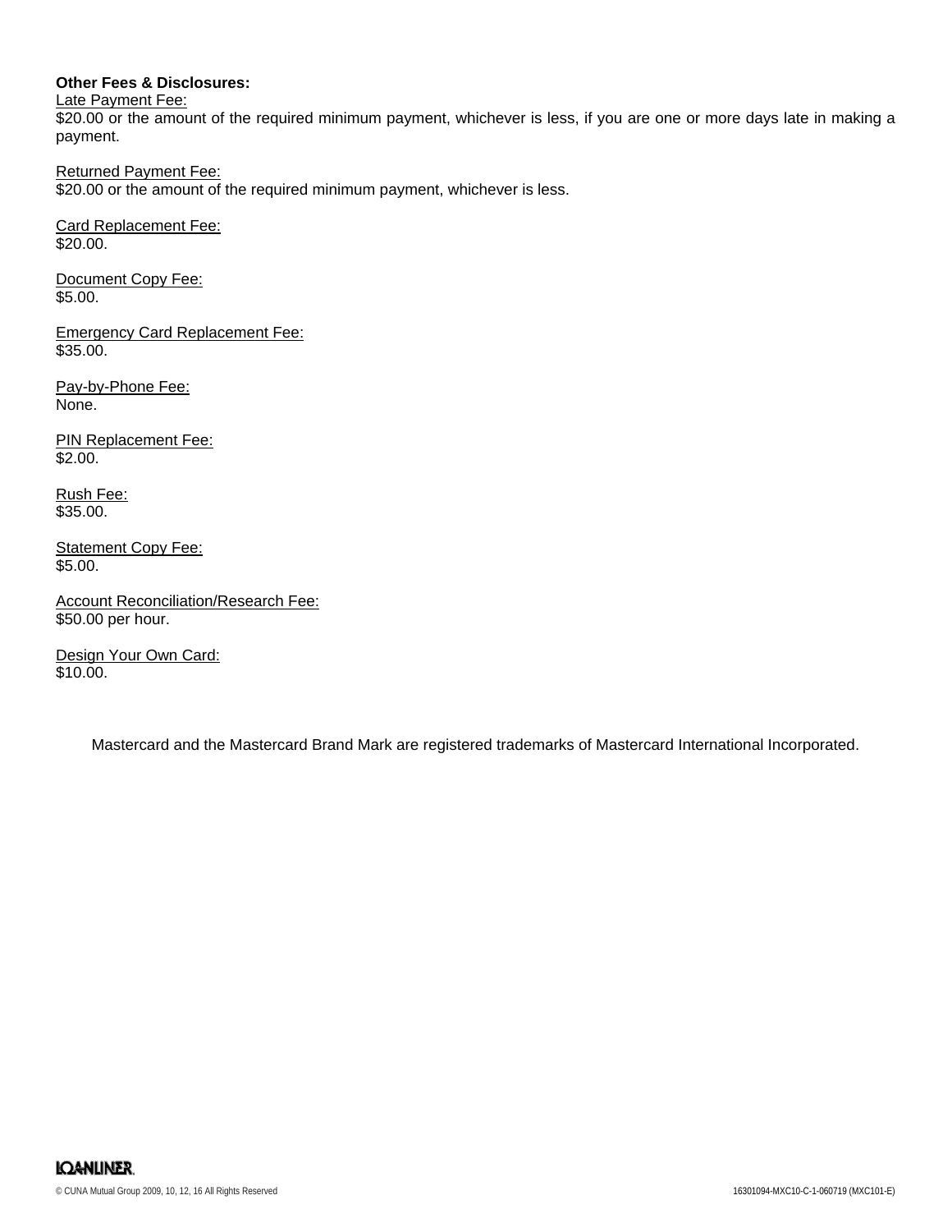**Other Fees & Disclosures:**

Late Payment Fee:
$20.00 or the amount of the required minimum payment, whichever is less, if you are one or more days late in making a payment.

Returned Payment Fee:
$20.00 or the amount of the required minimum payment, whichever is less.

Card Replacement Fee:
$20.00.

Document Copy Fee:
$5.00.

Emergency Card Replacement Fee:
$35.00.

Pay-by-Phone Fee:
None.

PIN Replacement Fee:
$2.00.

Rush Fee:
$35.00.

Statement Copy Fee:
$5.00.

Account Reconciliation/Research Fee:
$50.00 per hour.

Design Your Own Card:
$10.00.

Mastercard and the Mastercard Brand Mark are registered trademarks of Mastercard International Incorporated.

LOANLINER.

© CUNA Mutual Group 2009, 10, 12, 16 All Rights Reserved

16301094-MXC10-C-1-060719 (MXC101-E)